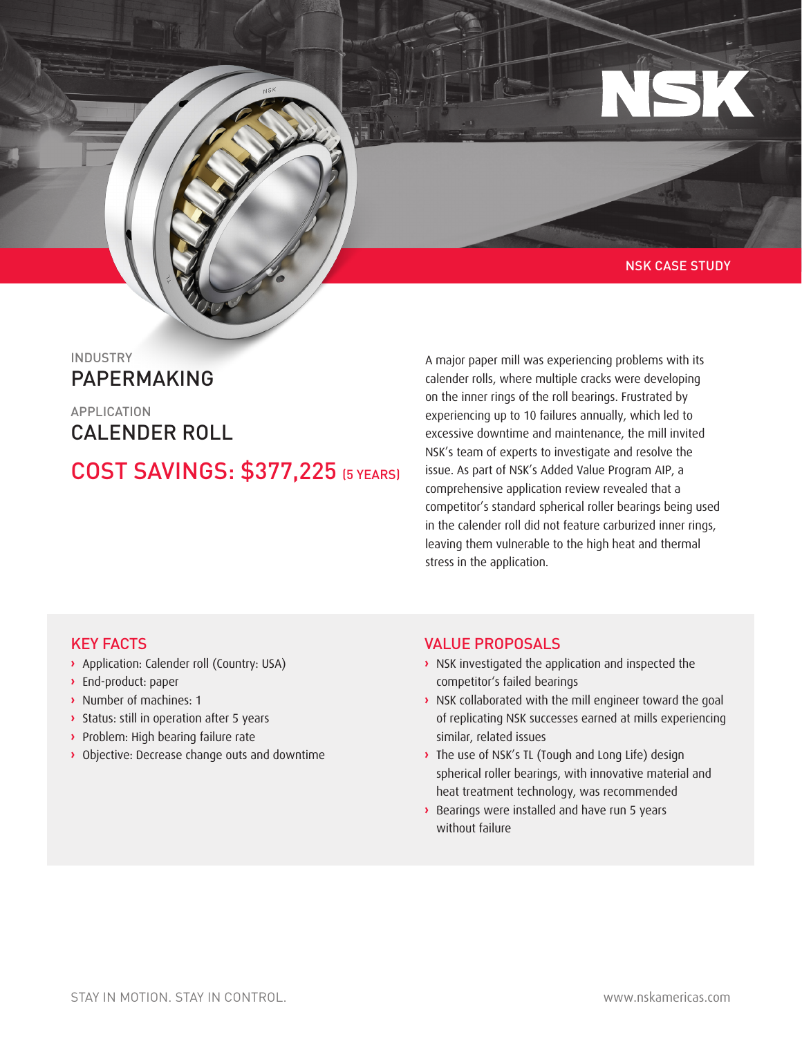NSK CASE STUDY

INDUSTRY
## PAPERMAKING

APPLICATION
## CALENDER ROLL

## COST SAVINGS: $377,225 (5 YEARS)

A major paper mill was experiencing problems with its calender rolls, where multiple cracks were developing on the inner rings of the roll bearings. Frustrated by experiencing up to 10 failures annually, which led to excessive downtime and maintenance, the mill invited NSK's team of experts to investigate and resolve the issue. As part of NSK's Added Value Program AIP, a comprehensive application review revealed that a competitor's standard spherical roller bearings being used in the calender roll did not feature carburized inner rings, leaving them vulnerable to the high heat and thermal stress in the application.

### KEY FACTS

- Application: Calender roll (Country: USA)
- End-product: paper
- Number of machines: 1
- Status: still in operation after 5 years
- Problem: High bearing failure rate
- Objective: Decrease change outs and downtime

### VALUE PROPOSALS

- NSK investigated the application and inspected the competitor's failed bearings
- NSK collaborated with the mill engineer toward the goal of replicating NSK successes earned at mills experiencing similar, related issues
- The use of NSK's TL (Tough and Long Life) design spherical roller bearings, with innovative material and heat treatment technology, was recommended
- Bearings were installed and have run 5 years without failure

STAY IN MOTION. STAY IN CONTROL.

www.nskamericas.com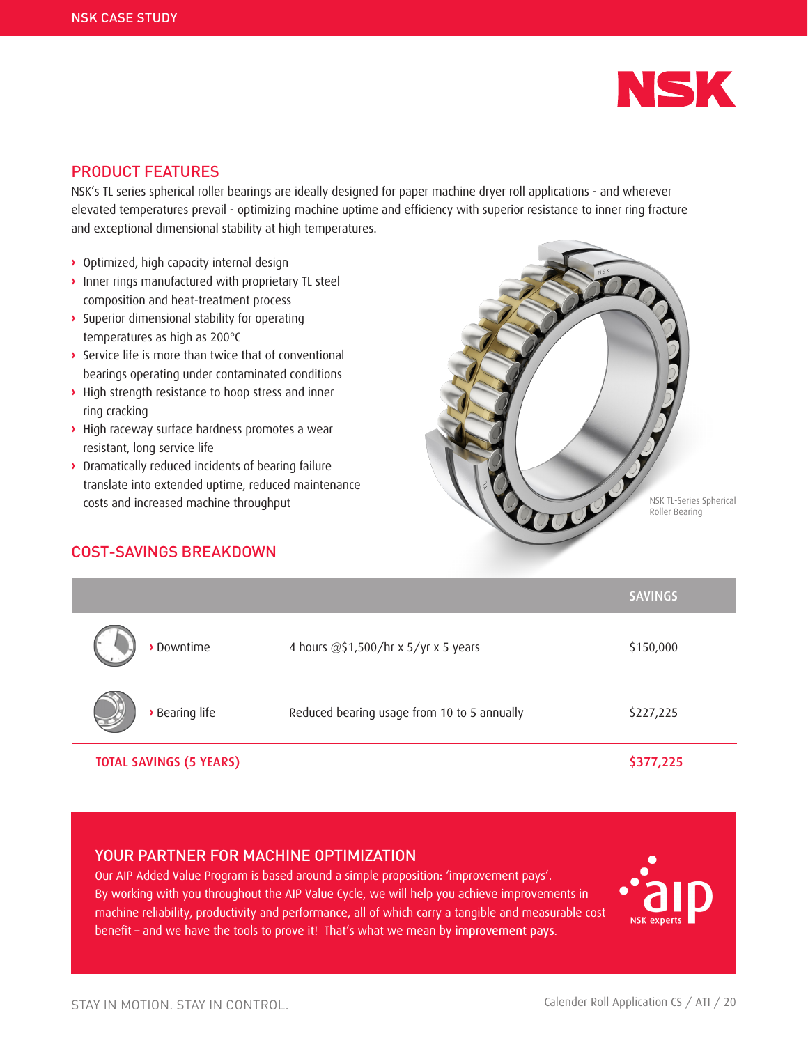## PRODUCT FEATURES

NSK's TL series spherical roller bearings are ideally designed for paper machine dryer roll applications - and wherever elevated temperatures prevail - optimizing machine uptime and efficiency with superior resistance to inner ring fracture and exceptional dimensional stability at high temperatures.

- Optimized, high capacity internal design
- Inner rings manufactured with proprietary TL steel composition and heat-treatment process
- Superior dimensional stability for operating temperatures as high as 200°C
- Service life is more than twice that of conventional bearings operating under contaminated conditions
- High strength resistance to hoop stress and inner ring cracking
- High raceway surface hardness promotes a wear resistant, long service life
- Dramatically reduced incidents of bearing failure translate into extended uptime, reduced maintenance costs and increased machine throughput

NSK TL-Series Spherical Roller Bearing

## COST-SAVINGS BREAKDOWN

| | | SAVINGS |
|---|---|---|
| Downtime | 4 hours @$1,500/hr x 5/yr x 5 years | $150,000 |
| Bearing life | Reduced bearing usage from 10 to 5 annually | $227,225 |
| **TOTAL SAVINGS (5 YEARS)** | | **$377,225** |

## YOUR PARTNER FOR MACHINE OPTIMIZATION

Our AIP Added Value Program is based around a simple proposition: 'improvement pays'. By working with you throughout the AIP Value Cycle, we will help you achieve improvements in machine reliability, productivity and performance, all of which carry a tangible and measurable cost benefit – and we have the tools to prove it! That's what we mean by **improvement pays**.

aip NSK experts

STAY IN MOTION. STAY IN CONTROL.